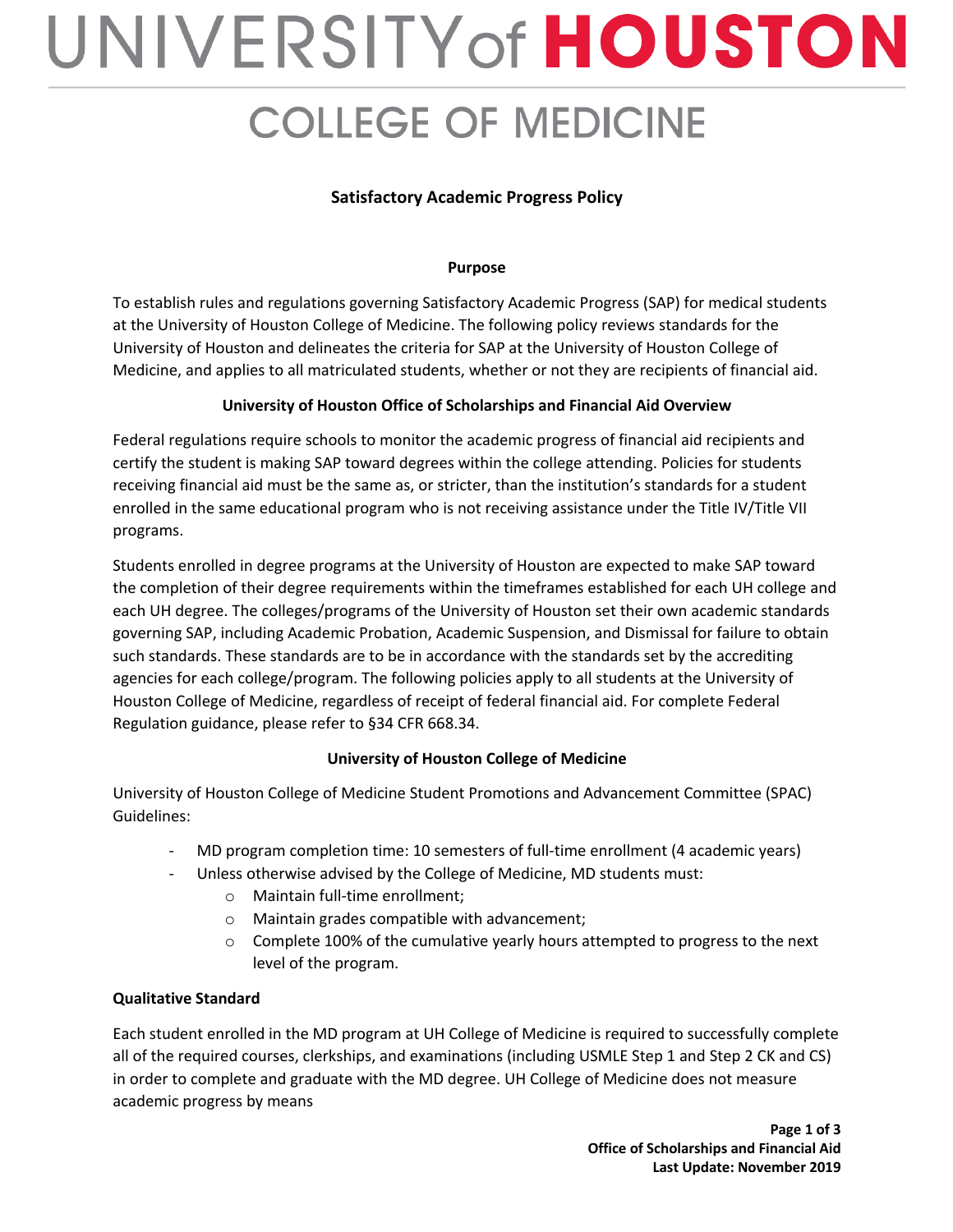# UNIVERSITY of HOUSTON

## COLLEGE OF MEDICINE

### Satisfactory Academic Progress Policy

**Purpose**

To establish rules and regulations governing Satisfactory Academic Progress (SAP) for medical students at the University of Houston College of Medicine. The following policy reviews standards for the University of Houston and delineates the criteria for SAP at the University of Houston College of Medicine, and applies to all matriculated students, whether or not they are recipients of financial aid.

**University of Houston Office of Scholarships and Financial Aid Overview**

Federal regulations require schools to monitor the academic progress of financial aid recipients and certify the student is making SAP toward degrees within the college attending. Policies for students receiving financial aid must be the same as, or stricter, than the institution's standards for a student enrolled in the same educational program who is not receiving assistance under the Title IV/Title VII programs.

Students enrolled in degree programs at the University of Houston are expected to make SAP toward the completion of their degree requirements within the timeframes established for each UH college and each UH degree. The colleges/programs of the University of Houston set their own academic standards governing SAP, including Academic Probation, Academic Suspension, and Dismissal for failure to obtain such standards. These standards are to be in accordance with the standards set by the accrediting agencies for each college/program. The following policies apply to all students at the University of Houston College of Medicine, regardless of receipt of federal financial aid. For complete Federal Regulation guidance, please refer to §34 CFR 668.34.

**University of Houston College of Medicine**

University of Houston College of Medicine Student Promotions and Advancement Committee (SPAC) Guidelines:

- MD program completion time: 10 semesters of full-time enrollment (4 academic years)
- Unless otherwise advised by the College of Medicine, MD students must:
  - Maintain full-time enrollment;
  - Maintain grades compatible with advancement;
  - Complete 100% of the cumulative yearly hours attempted to progress to the next level of the program.

**Qualitative Standard**

Each student enrolled in the MD program at UH College of Medicine is required to successfully complete all of the required courses, clerkships, and examinations (including USMLE Step 1 and Step 2 CK and CS) in order to complete and graduate with the MD degree. UH College of Medicine does not measure academic progress by means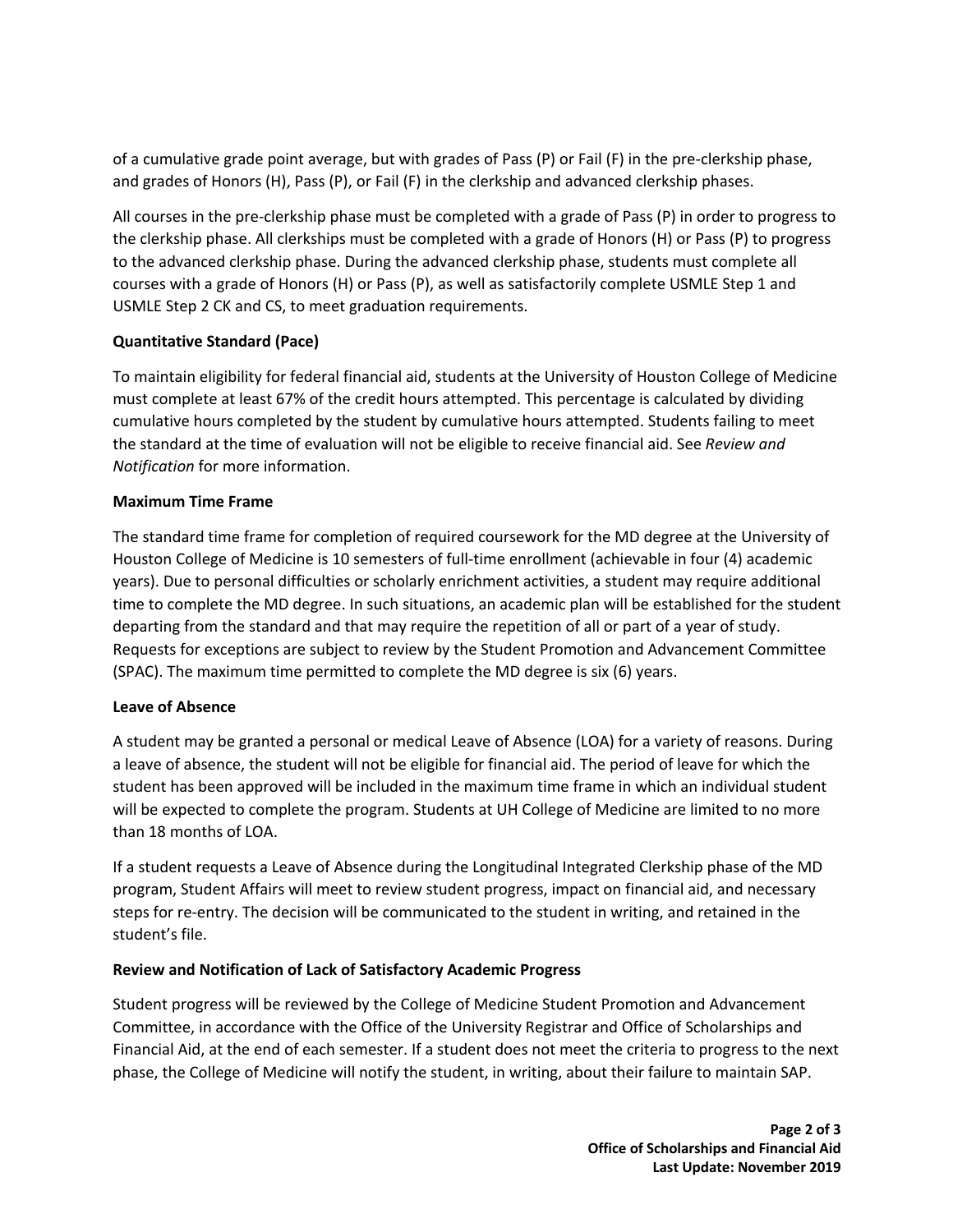of a cumulative grade point average, but with grades of Pass (P) or Fail (F) in the pre-clerkship phase, and grades of Honors (H), Pass (P), or Fail (F) in the clerkship and advanced clerkship phases.

All courses in the pre-clerkship phase must be completed with a grade of Pass (P) in order to progress to the clerkship phase. All clerkships must be completed with a grade of Honors (H) or Pass (P) to progress to the advanced clerkship phase. During the advanced clerkship phase, students must complete all courses with a grade of Honors (H) or Pass (P), as well as satisfactorily complete USMLE Step 1 and USMLE Step 2 CK and CS, to meet graduation requirements.

**Quantitative Standard (Pace)**

To maintain eligibility for federal financial aid, students at the University of Houston College of Medicine must complete at least 67% of the credit hours attempted. This percentage is calculated by dividing cumulative hours completed by the student by cumulative hours attempted. Students failing to meet the standard at the time of evaluation will not be eligible to receive financial aid. See *Review and Notification* for more information.

**Maximum Time Frame**

The standard time frame for completion of required coursework for the MD degree at the University of Houston College of Medicine is 10 semesters of full-time enrollment (achievable in four (4) academic years). Due to personal difficulties or scholarly enrichment activities, a student may require additional time to complete the MD degree. In such situations, an academic plan will be established for the student departing from the standard and that may require the repetition of all or part of a year of study. Requests for exceptions are subject to review by the Student Promotion and Advancement Committee (SPAC). The maximum time permitted to complete the MD degree is six (6) years.

**Leave of Absence**

A student may be granted a personal or medical Leave of Absence (LOA) for a variety of reasons. During a leave of absence, the student will not be eligible for financial aid. The period of leave for which the student has been approved will be included in the maximum time frame in which an individual student will be expected to complete the program. Students at UH College of Medicine are limited to no more than 18 months of LOA.

If a student requests a Leave of Absence during the Longitudinal Integrated Clerkship phase of the MD program, Student Affairs will meet to review student progress, impact on financial aid, and necessary steps for re-entry. The decision will be communicated to the student in writing, and retained in the student's file.

**Review and Notification of Lack of Satisfactory Academic Progress**

Student progress will be reviewed by the College of Medicine Student Promotion and Advancement Committee, in accordance with the Office of the University Registrar and Office of Scholarships and Financial Aid, at the end of each semester. If a student does not meet the criteria to progress to the next phase, the College of Medicine will notify the student, in writing, about their failure to maintain SAP.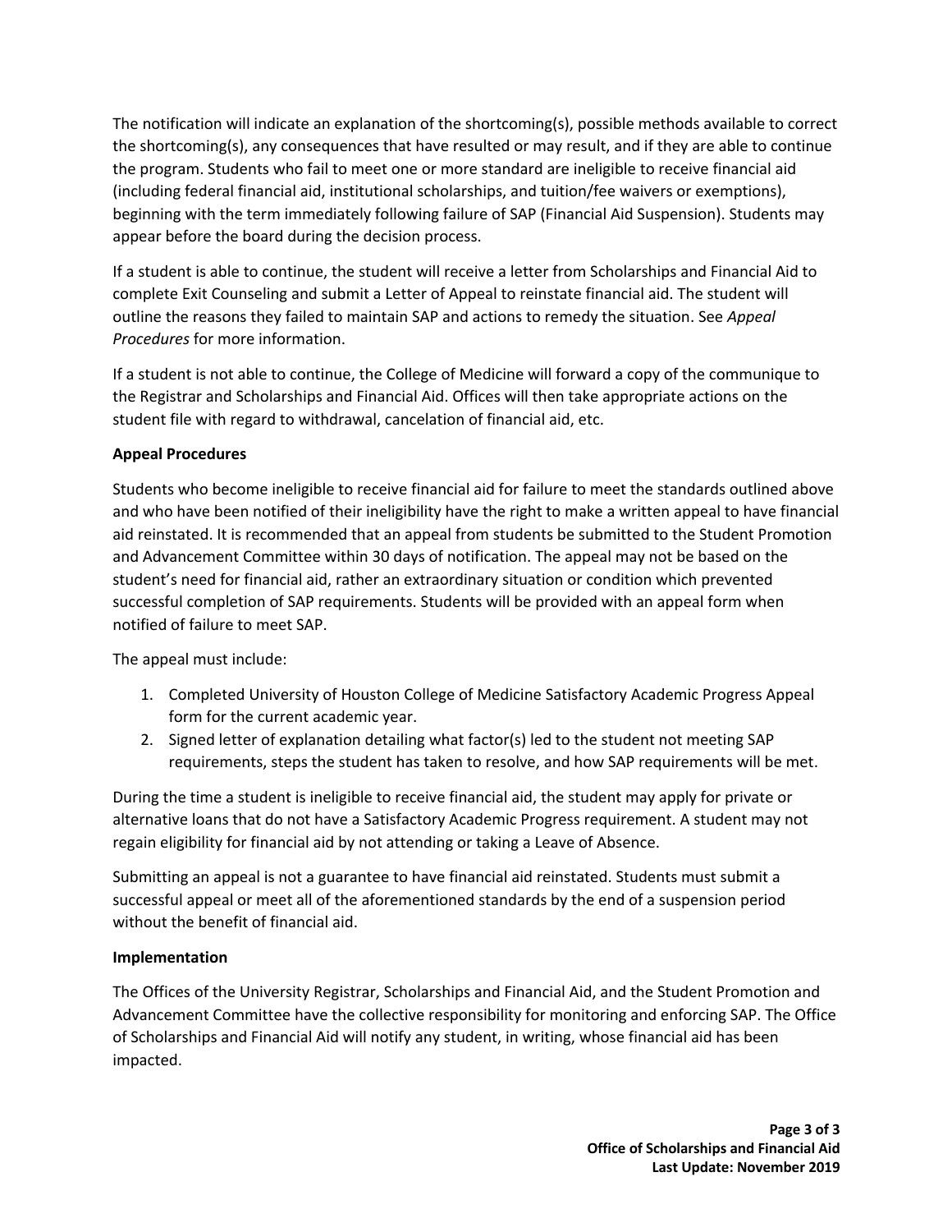The notification will indicate an explanation of the shortcoming(s), possible methods available to correct the shortcoming(s), any consequences that have resulted or may result, and if they are able to continue the program. Students who fail to meet one or more standard are ineligible to receive financial aid (including federal financial aid, institutional scholarships, and tuition/fee waivers or exemptions), beginning with the term immediately following failure of SAP (Financial Aid Suspension). Students may appear before the board during the decision process.

If a student is able to continue, the student will receive a letter from Scholarships and Financial Aid to complete Exit Counseling and submit a Letter of Appeal to reinstate financial aid. The student will outline the reasons they failed to maintain SAP and actions to remedy the situation. See *Appeal Procedures* for more information.

If a student is not able to continue, the College of Medicine will forward a copy of the communique to the Registrar and Scholarships and Financial Aid. Offices will then take appropriate actions on the student file with regard to withdrawal, cancelation of financial aid, etc.

**Appeal Procedures**

Students who become ineligible to receive financial aid for failure to meet the standards outlined above and who have been notified of their ineligibility have the right to make a written appeal to have financial aid reinstated. It is recommended that an appeal from students be submitted to the Student Promotion and Advancement Committee within 30 days of notification. The appeal may not be based on the student's need for financial aid, rather an extraordinary situation or condition which prevented successful completion of SAP requirements. Students will be provided with an appeal form when notified of failure to meet SAP.

The appeal must include:

1. Completed University of Houston College of Medicine Satisfactory Academic Progress Appeal form for the current academic year.
2. Signed letter of explanation detailing what factor(s) led to the student not meeting SAP requirements, steps the student has taken to resolve, and how SAP requirements will be met.

During the time a student is ineligible to receive financial aid, the student may apply for private or alternative loans that do not have a Satisfactory Academic Progress requirement. A student may not regain eligibility for financial aid by not attending or taking a Leave of Absence.

Submitting an appeal is not a guarantee to have financial aid reinstated. Students must submit a successful appeal or meet all of the aforementioned standards by the end of a suspension period without the benefit of financial aid.

**Implementation**

The Offices of the University Registrar, Scholarships and Financial Aid, and the Student Promotion and Advancement Committee have the collective responsibility for monitoring and enforcing SAP. The Office of Scholarships and Financial Aid will notify any student, in writing, whose financial aid has been impacted.

**Office of Scholarships and Financial Aid**
**Last Update: November 2019**